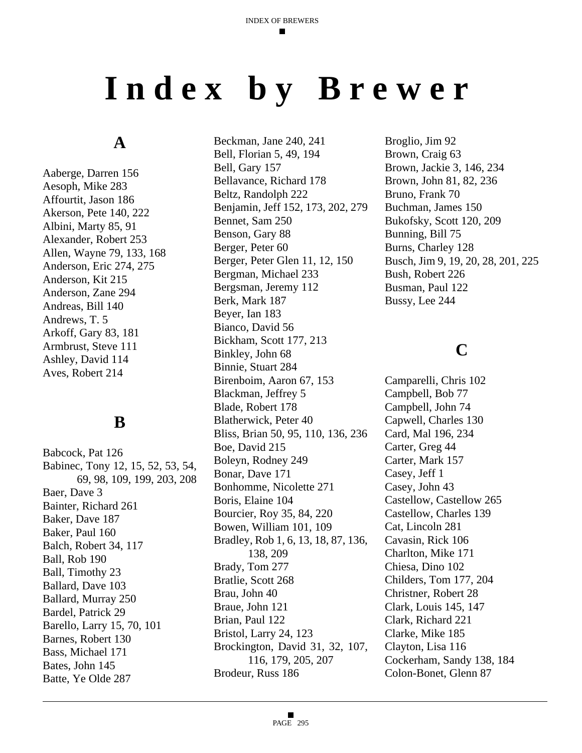# Index by Brewer

## A

Aaberge, Darren 156
Aesoph, Mike 283
Affourtit, Jason 186
Akerson, Pete 140, 222
Albini, Marty 85, 91
Alexander, Robert 253
Allen, Wayne 79, 133, 168
Anderson, Eric 274, 275
Anderson, Kit 215
Anderson, Zane 294
Andreas, Bill 140
Andrews, T. 5
Arkoff, Gary 83, 181
Armbrust, Steve 111
Ashley, David 114
Aves, Robert 214

## B

Babcock, Pat 126
Babinec, Tony 12, 15, 52, 53, 54, 69, 98, 109, 199, 203, 208
Baer, Dave 3
Bainter, Richard 261
Baker, Dave 187
Baker, Paul 160
Balch, Robert 34, 117
Ball, Rob 190
Ball, Timothy 23
Ballard, Dave 103
Ballard, Murray 250
Bardel, Patrick 29
Barello, Larry 15, 70, 101
Barnes, Robert 130
Bass, Michael 171
Bates, John 145
Batte, Ye Olde 287
Beckman, Jane 240, 241
Bell, Florian 5, 49, 194
Bell, Gary 157
Bellavance, Richard 178
Beltz, Randolph 222
Benjamin, Jeff 152, 173, 202, 279
Bennet, Sam 250
Benson, Gary 88
Berger, Peter 60
Berger, Peter Glen 11, 12, 150
Bergman, Michael 233
Bergsman, Jeremy 112
Berk, Mark 187
Beyer, Ian 183
Bianco, David 56
Bickham, Scott 177, 213
Binkley, John 68
Binnie, Stuart 284
Birenboim, Aaron 67, 153
Blackman, Jeffrey 5
Blade, Robert 178
Blatherwick, Peter 40
Bliss, Brian 50, 95, 110, 136, 236
Boe, David 215
Boleyn, Rodney 249
Bonar, Dave 171
Bonhomme, Nicolette 271
Boris, Elaine 104
Bourcier, Roy 35, 84, 220
Bowen, William 101, 109
Bradley, Rob 1, 6, 13, 18, 87, 136, 138, 209
Brady, Tom 277
Bratlie, Scott 268
Brau, John 40
Braue, John 121
Brian, Paul 122
Bristol, Larry 24, 123
Brockington, David 31, 32, 107, 116, 179, 205, 207
Brodeur, Russ 186
Broglio, Jim 92
Brown, Craig 63
Brown, Jackie 3, 146, 234
Brown, John 81, 82, 236
Bruno, Frank 70
Buchman, James 150
Bukofsky, Scott 120, 209
Bunning, Bill 75
Burns, Charley 128
Busch, Jim 9, 19, 20, 28, 201, 225
Bush, Robert 226
Busman, Paul 122
Bussy, Lee 244

## C

Camparelli, Chris 102
Campbell, Bob 77
Campbell, John 74
Capwell, Charles 130
Card, Mal 196, 234
Carter, Greg 44
Carter, Mark 157
Casey, Jeff 1
Casey, John 43
Castellow, Castellow 265
Castellow, Charles 139
Cat, Lincoln 281
Cavasin, Rick 106
Charlton, Mike 171
Chiesa, Dino 102
Childers, Tom 177, 204
Christner, Robert 28
Clark, Louis 145, 147
Clark, Richard 221
Clarke, Mike 185
Clayton, Lisa 116
Cockerham, Sandy 138, 184
Colon-Bonet, Glenn 87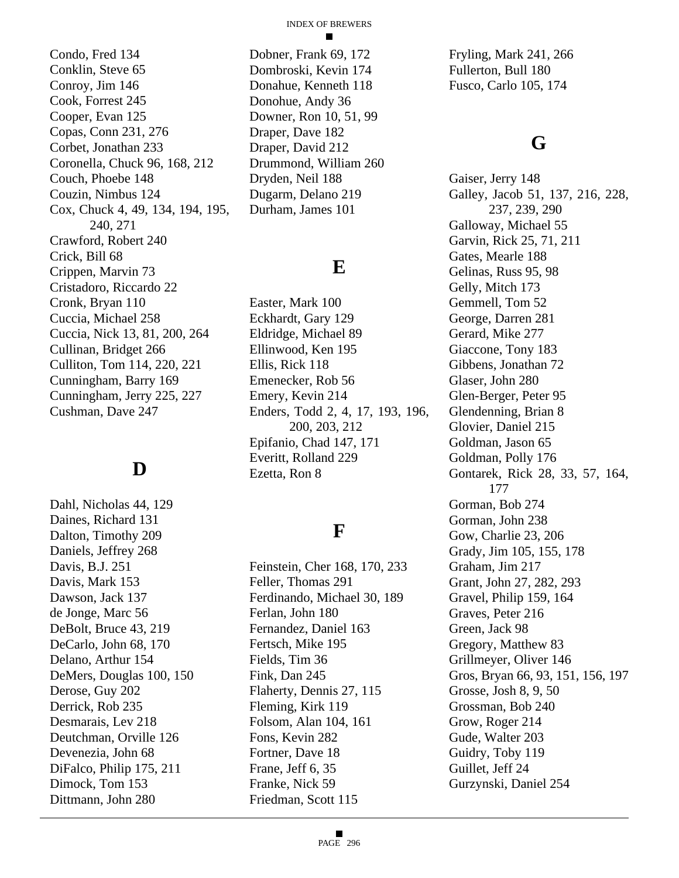Condo, Fred 134
Conklin, Steve 65
Conroy, Jim 146
Cook, Forrest 245
Cooper, Evan 125
Copas, Conn 231, 276
Corbet, Jonathan 233
Coronella, Chuck 96, 168, 212
Couch, Phoebe 148
Couzin, Nimbus 124
Cox, Chuck 4, 49, 134, 194, 195, 240, 271
Crawford, Robert 240
Crick, Bill 68
Crippen, Marvin 73
Cristadoro, Riccardo 22
Cronk, Bryan 110
Cuccia, Michael 258
Cuccia, Nick 13, 81, 200, 264
Cullinan, Bridget 266
Culliton, Tom 114, 220, 221
Cunningham, Barry 169
Cunningham, Jerry 225, 227
Cushman, Dave 247

## D

Dahl, Nicholas 44, 129
Daines, Richard 131
Dalton, Timothy 209
Daniels, Jeffrey 268
Davis, B.J. 251
Davis, Mark 153
Dawson, Jack 137
de Jonge, Marc 56
DeBolt, Bruce 43, 219
DeCarlo, John 68, 170
Delano, Arthur 154
DeMers, Douglas 100, 150
Derose, Guy 202
Derrick, Rob 235
Desmarais, Lev 218
Deutchman, Orville 126
Devenezia, John 68
DiFalco, Philip 175, 211
Dimock, Tom 153
Dittmann, John 280
Dobner, Frank 69, 172
Dombroski, Kevin 174
Donahue, Kenneth 118
Donohue, Andy 36
Downer, Ron 10, 51, 99
Draper, Dave 182
Draper, David 212
Drummond, William 260
Dryden, Neil 188
Dugarm, Delano 219
Durham, James 101

## E

Easter, Mark 100
Eckhardt, Gary 129
Eldridge, Michael 89
Ellinwood, Ken 195
Ellis, Rick 118
Emenecker, Rob 56
Emery, Kevin 214
Enders, Todd 2, 4, 17, 193, 196, 200, 203, 212
Epifanio, Chad 147, 171
Everitt, Rolland 229
Ezetta, Ron 8

## F

Feinstein, Cher 168, 170, 233
Feller, Thomas 291
Ferdinando, Michael 30, 189
Ferlan, John 180
Fernandez, Daniel 163
Fertsch, Mike 195
Fields, Tim 36
Fink, Dan 245
Flaherty, Dennis 27, 115
Fleming, Kirk 119
Folsom, Alan 104, 161
Fons, Kevin 282
Fortner, Dave 18
Frane, Jeff 6, 35
Franke, Nick 59
Friedman, Scott 115
Fryling, Mark 241, 266
Fullerton, Bull 180
Fusco, Carlo 105, 174

## G

Gaiser, Jerry 148
Galley, Jacob 51, 137, 216, 228, 237, 239, 290
Galloway, Michael 55
Garvin, Rick 25, 71, 211
Gates, Mearle 188
Gelinas, Russ 95, 98
Gelly, Mitch 173
Gemmell, Tom 52
George, Darren 281
Gerard, Mike 277
Giaccone, Tony 183
Gibbens, Jonathan 72
Glaser, John 280
Glen-Berger, Peter 95
Glendenning, Brian 8
Glovier, Daniel 215
Goldman, Jason 65
Goldman, Polly 176
Gontarek, Rick 28, 33, 57, 164, 177
Gorman, Bob 274
Gorman, John 238
Gow, Charlie 23, 206
Grady, Jim 105, 155, 178
Graham, Jim 217
Grant, John 27, 282, 293
Gravel, Philip 159, 164
Graves, Peter 216
Green, Jack 98
Gregory, Matthew 83
Grillmeyer, Oliver 146
Gros, Bryan 66, 93, 151, 156, 197
Grosse, Josh 8, 9, 50
Grossman, Bob 240
Grow, Roger 214
Gude, Walter 203
Guidry, Toby 119
Guillet, Jeff 24
Gurzynski, Daniel 254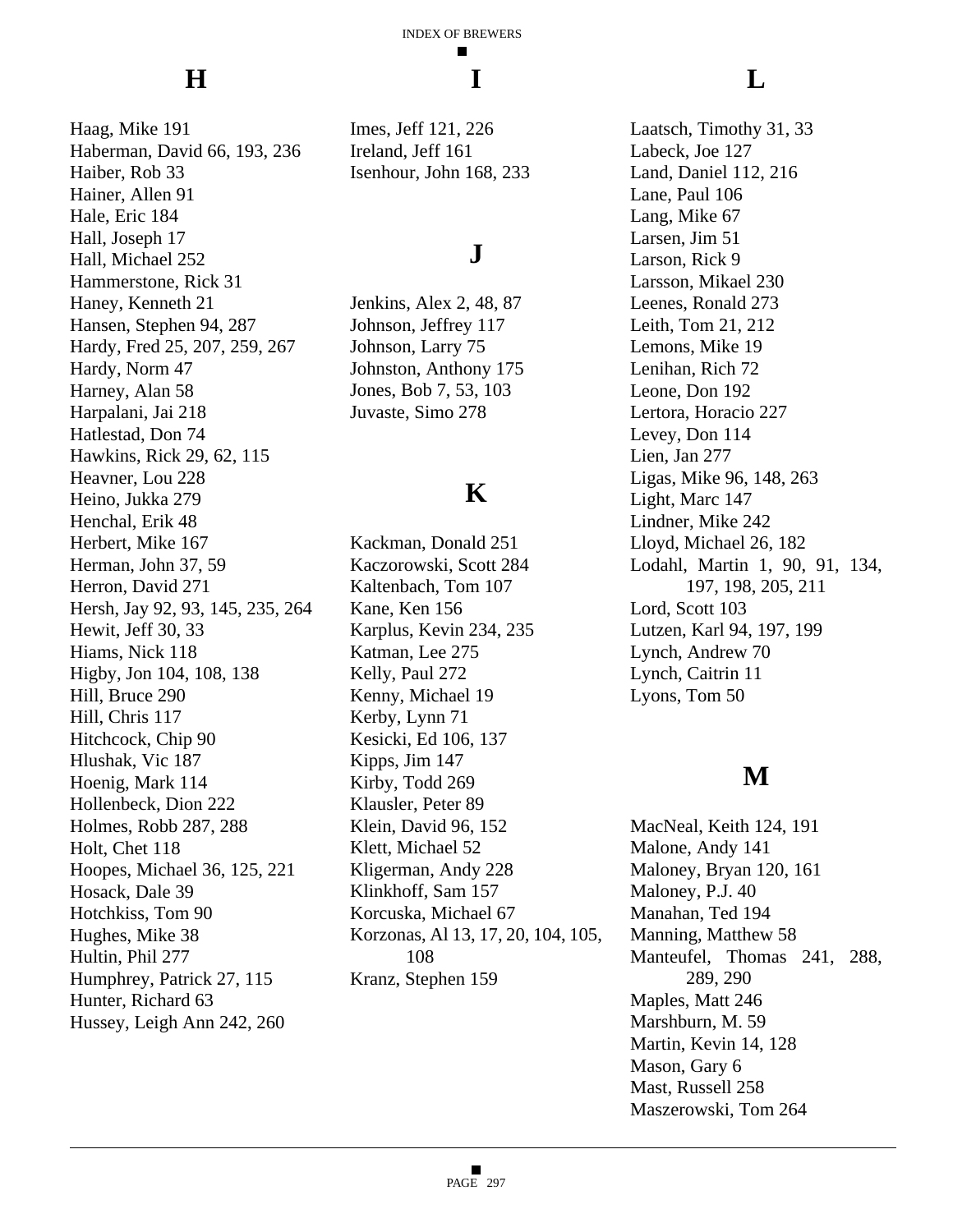## H

Haag, Mike 191
Haberman, David 66, 193, 236
Haiber, Rob 33
Hainer, Allen 91
Hale, Eric 184
Hall, Joseph 17
Hall, Michael 252
Hammerstone, Rick 31
Haney, Kenneth 21
Hansen, Stephen 94, 287
Hardy, Fred 25, 207, 259, 267
Hardy, Norm 47
Harney, Alan 58
Harpalani, Jai 218
Hatlestad, Don 74
Hawkins, Rick 29, 62, 115
Heavner, Lou 228
Heino, Jukka 279
Henchal, Erik 48
Herbert, Mike 167
Herman, John 37, 59
Herron, David 271
Hersh, Jay 92, 93, 145, 235, 264
Hewit, Jeff 30, 33
Hiams, Nick 118
Higby, Jon 104, 108, 138
Hill, Bruce 290
Hill, Chris 117
Hitchcock, Chip 90
Hlushak, Vic 187
Hoenig, Mark 114
Hollenbeck, Dion 222
Holmes, Robb 287, 288
Holt, Chet 118
Hoopes, Michael 36, 125, 221
Hosack, Dale 39
Hotchkiss, Tom 90
Hughes, Mike 38
Hultin, Phil 277
Humphrey, Patrick 27, 115
Hunter, Richard 63
Hussey, Leigh Ann 242, 260

## I

Imes, Jeff 121, 226
Ireland, Jeff 161
Isenhour, John 168, 233

## J

Jenkins, Alex 2, 48, 87
Johnson, Jeffrey 117
Johnson, Larry 75
Johnston, Anthony 175
Jones, Bob 7, 53, 103
Juvaste, Simo 278

## K

Kackman, Donald 251
Kaczorowski, Scott 284
Kaltenbach, Tom 107
Kane, Ken 156
Karplus, Kevin 234, 235
Katman, Lee 275
Kelly, Paul 272
Kenny, Michael 19
Kerby, Lynn 71
Kesicki, Ed 106, 137
Kipps, Jim 147
Kirby, Todd 269
Klausler, Peter 89
Klein, David 96, 152
Klett, Michael 52
Kligerman, Andy 228
Klinkhoff, Sam 157
Korcuska, Michael 67
Korzonas, Al 13, 17, 20, 104, 105, 108
Kranz, Stephen 159

## L

Laatsch, Timothy 31, 33
Labeck, Joe 127
Land, Daniel 112, 216
Lane, Paul 106
Lang, Mike 67
Larsen, Jim 51
Larson, Rick 9
Larsson, Mikael 230
Leenes, Ronald 273
Leith, Tom 21, 212
Lemons, Mike 19
Lenihan, Rich 72
Leone, Don 192
Lertora, Horacio 227
Levey, Don 114
Lien, Jan 277
Ligas, Mike 96, 148, 263
Light, Marc 147
Lindner, Mike 242
Lloyd, Michael 26, 182
Lodahl, Martin 1, 90, 91, 134, 197, 198, 205, 211
Lord, Scott 103
Lutzen, Karl 94, 197, 199
Lynch, Andrew 70
Lynch, Caitrin 11
Lyons, Tom 50

## M

MacNeal, Keith 124, 191
Malone, Andy 141
Maloney, Bryan 120, 161
Maloney, P.J. 40
Manahan, Ted 194
Manning, Matthew 58
Manteufel, Thomas 241, 288, 289, 290
Maples, Matt 246
Marshburn, M. 59
Martin, Kevin 14, 128
Mason, Gary 6
Mast, Russell 258
Maszerowski, Tom 264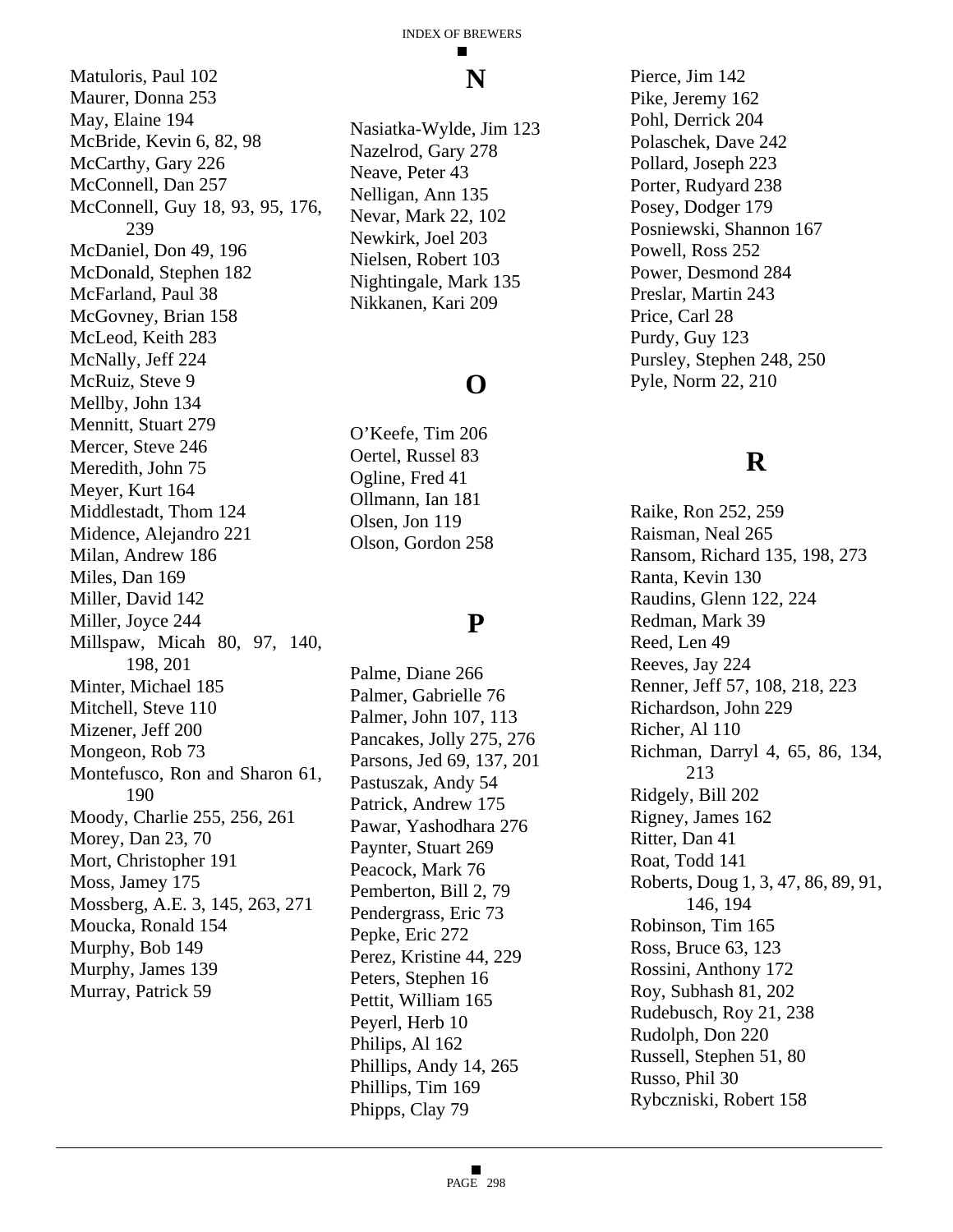Matuloris, Paul 102
Maurer, Donna 253
May, Elaine 194
McBride, Kevin 6, 82, 98
McCarthy, Gary 226
McConnell, Dan 257
McConnell, Guy 18, 93, 95, 176, 239
McDaniel, Don 49, 196
McDonald, Stephen 182
McFarland, Paul 38
McGovney, Brian 158
McLeod, Keith 283
McNally, Jeff 224
McRuiz, Steve 9
Mellby, John 134
Mennitt, Stuart 279
Mercer, Steve 246
Meredith, John 75
Meyer, Kurt 164
Middlestadt, Thom 124
Midence, Alejandro 221
Milan, Andrew 186
Miles, Dan 169
Miller, David 142
Miller, Joyce 244
Millspaw, Micah 80, 97, 140, 198, 201
Minter, Michael 185
Mitchell, Steve 110
Mizener, Jeff 200
Mongeon, Rob 73
Montefusco, Ron and Sharon 61, 190
Moody, Charlie 255, 256, 261
Morey, Dan 23, 70
Mort, Christopher 191
Moss, Jamey 175
Mossberg, A.E. 3, 145, 263, 271
Moucka, Ronald 154
Murphy, Bob 149
Murphy, James 139
Murray, Patrick 59

## N

Nasiatka-Wylde, Jim 123
Nazelrod, Gary 278
Neave, Peter 43
Nelligan, Ann 135
Nevar, Mark 22, 102
Newkirk, Joel 203
Nielsen, Robert 103
Nightingale, Mark 135
Nikkanen, Kari 209

## O

O'Keefe, Tim 206
Oertel, Russel 83
Ogline, Fred 41
Ollmann, Ian 181
Olsen, Jon 119
Olson, Gordon 258

## P

Palme, Diane 266
Palmer, Gabrielle 76
Palmer, John 107, 113
Pancakes, Jolly 275, 276
Parsons, Jed 69, 137, 201
Pastuszak, Andy 54
Patrick, Andrew 175
Pawar, Yashodhara 276
Paynter, Stuart 269
Peacock, Mark 76
Pemberton, Bill 2, 79
Pendergrass, Eric 73
Pepke, Eric 272
Perez, Kristine 44, 229
Peters, Stephen 16
Pettit, William 165
Peyerl, Herb 10
Philips, Al 162
Phillips, Andy 14, 265
Phillips, Tim 169
Phipps, Clay 79
Pierce, Jim 142
Pike, Jeremy 162
Pohl, Derrick 204
Polaschek, Dave 242
Pollard, Joseph 223
Porter, Rudyard 238
Posey, Dodger 179
Posniewski, Shannon 167
Powell, Ross 252
Power, Desmond 284
Preslar, Martin 243
Price, Carl 28
Purdy, Guy 123
Pursley, Stephen 248, 250
Pyle, Norm 22, 210

## R

Raike, Ron 252, 259
Raisman, Neal 265
Ransom, Richard 135, 198, 273
Ranta, Kevin 130
Raudins, Glenn 122, 224
Redman, Mark 39
Reed, Len 49
Reeves, Jay 224
Renner, Jeff 57, 108, 218, 223
Richardson, John 229
Richer, Al 110
Richman, Darryl 4, 65, 86, 134, 213
Ridgely, Bill 202
Rigney, James 162
Ritter, Dan 41
Roat, Todd 141
Roberts, Doug 1, 3, 47, 86, 89, 91, 146, 194
Robinson, Tim 165
Ross, Bruce 63, 123
Rossini, Anthony 172
Roy, Subhash 81, 202
Rudebusch, Roy 21, 238
Rudolph, Don 220
Russell, Stephen 51, 80
Russo, Phil 30
Rybczniski, Robert 158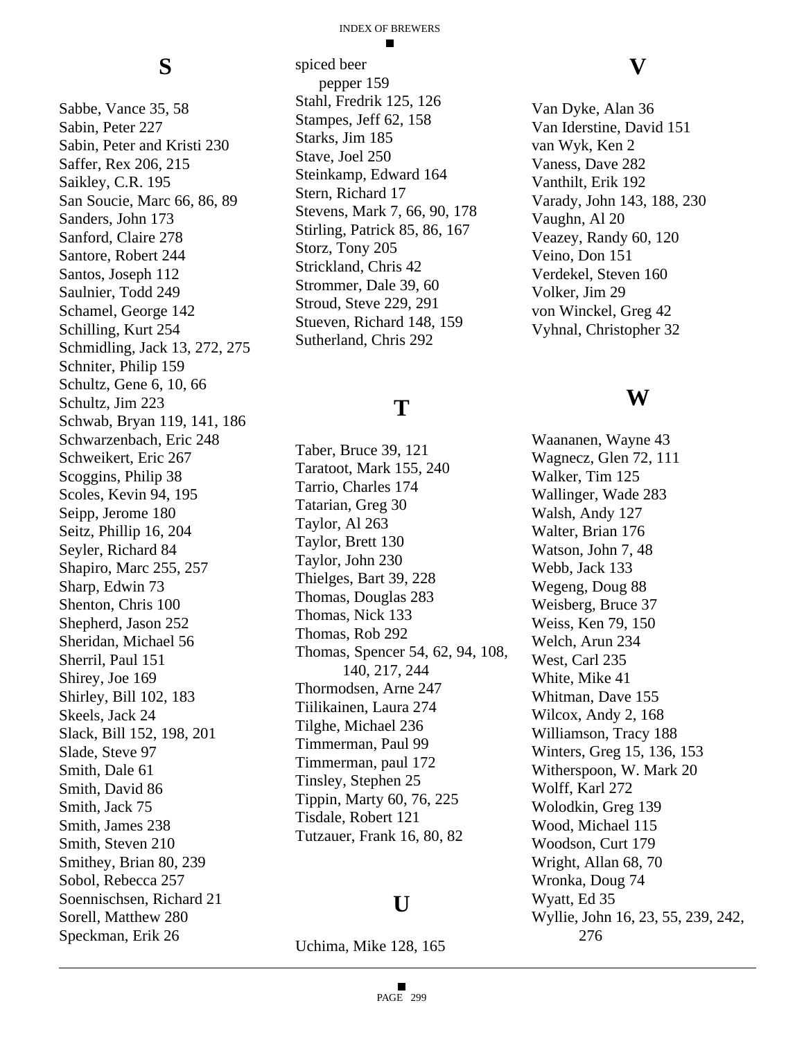## S

Sabbe, Vance 35, 58
Sabin, Peter 227
Sabin, Peter and Kristi 230
Saffer, Rex 206, 215
Saikley, C.R. 195
San Soucie, Marc 66, 86, 89
Sanders, John 173
Sanford, Claire 278
Santore, Robert 244
Santos, Joseph 112
Saulnier, Todd 249
Schamel, George 142
Schilling, Kurt 254
Schmidling, Jack 13, 272, 275
Schniter, Philip 159
Schultz, Gene 6, 10, 66
Schultz, Jim 223
Schwab, Bryan 119, 141, 186
Schwarzenbach, Eric 248
Schweikert, Eric 267
Scoggins, Philip 38
Scoles, Kevin 94, 195
Seipp, Jerome 180
Seitz, Phillip 16, 204
Seyler, Richard 84
Shapiro, Marc 255, 257
Sharp, Edwin 73
Shenton, Chris 100
Shepherd, Jason 252
Sheridan, Michael 56
Sherril, Paul 151
Shirey, Joe 169
Shirley, Bill 102, 183
Skeels, Jack 24
Slack, Bill 152, 198, 201
Slade, Steve 97
Smith, Dale 61
Smith, David 86
Smith, Jack 75
Smith, James 238
Smith, Steven 210
Smithey, Brian 80, 239
Sobol, Rebecca 257
Soennischsen, Richard 21
Sorell, Matthew 280
Speckman, Erik 26
spiced beer
  pepper 159
Stahl, Fredrik 125, 126
Stampes, Jeff 62, 158
Starks, Jim 185
Stave, Joel 250
Steinkamp, Edward 164
Stern, Richard 17
Stevens, Mark 7, 66, 90, 178
Stirling, Patrick 85, 86, 167
Storz, Tony 205
Strickland, Chris 42
Strommer, Dale 39, 60
Stroud, Steve 229, 291
Stueven, Richard 148, 159
Sutherland, Chris 292

## T

Taber, Bruce 39, 121
Taratoot, Mark 155, 240
Tarrio, Charles 174
Tatarian, Greg 30
Taylor, Al 263
Taylor, Brett 130
Taylor, John 230
Thielges, Bart 39, 228
Thomas, Douglas 283
Thomas, Nick 133
Thomas, Rob 292
Thomas, Spencer 54, 62, 94, 108, 140, 217, 244
Thormodsen, Arne 247
Tiilikainen, Laura 274
Tilghe, Michael 236
Timmerman, Paul 99
Timmerman, paul 172
Tinsley, Stephen 25
Tippin, Marty 60, 76, 225
Tisdale, Robert 121
Tutzauer, Frank 16, 80, 82

## U

Uchima, Mike 128, 165

## V

Van Dyke, Alan 36
Van Iderstine, David 151
van Wyk, Ken 2
Vaness, Dave 282
Vanthilt, Erik 192
Varady, John 143, 188, 230
Vaughn, Al 20
Veazey, Randy 60, 120
Veino, Don 151
Verdekel, Steven 160
Volker, Jim 29
von Winckel, Greg 42
Vyhnal, Christopher 32

## W

Waananen, Wayne 43
Wagnecz, Glen 72, 111
Walker, Tim 125
Wallinger, Wade 283
Walsh, Andy 127
Walter, Brian 176
Watson, John 7, 48
Webb, Jack 133
Wegeng, Doug 88
Weisberg, Bruce 37
Weiss, Ken 79, 150
Welch, Arun 234
West, Carl 235
White, Mike 41
Whitman, Dave 155
Wilcox, Andy 2, 168
Williamson, Tracy 188
Winters, Greg 15, 136, 153
Witherspoon, W. Mark 20
Wolff, Karl 272
Wolodkin, Greg 139
Wood, Michael 115
Woodson, Curt 179
Wright, Allan 68, 70
Wronka, Doug 74
Wyatt, Ed 35
Wyllie, John 16, 23, 55, 239, 242, 276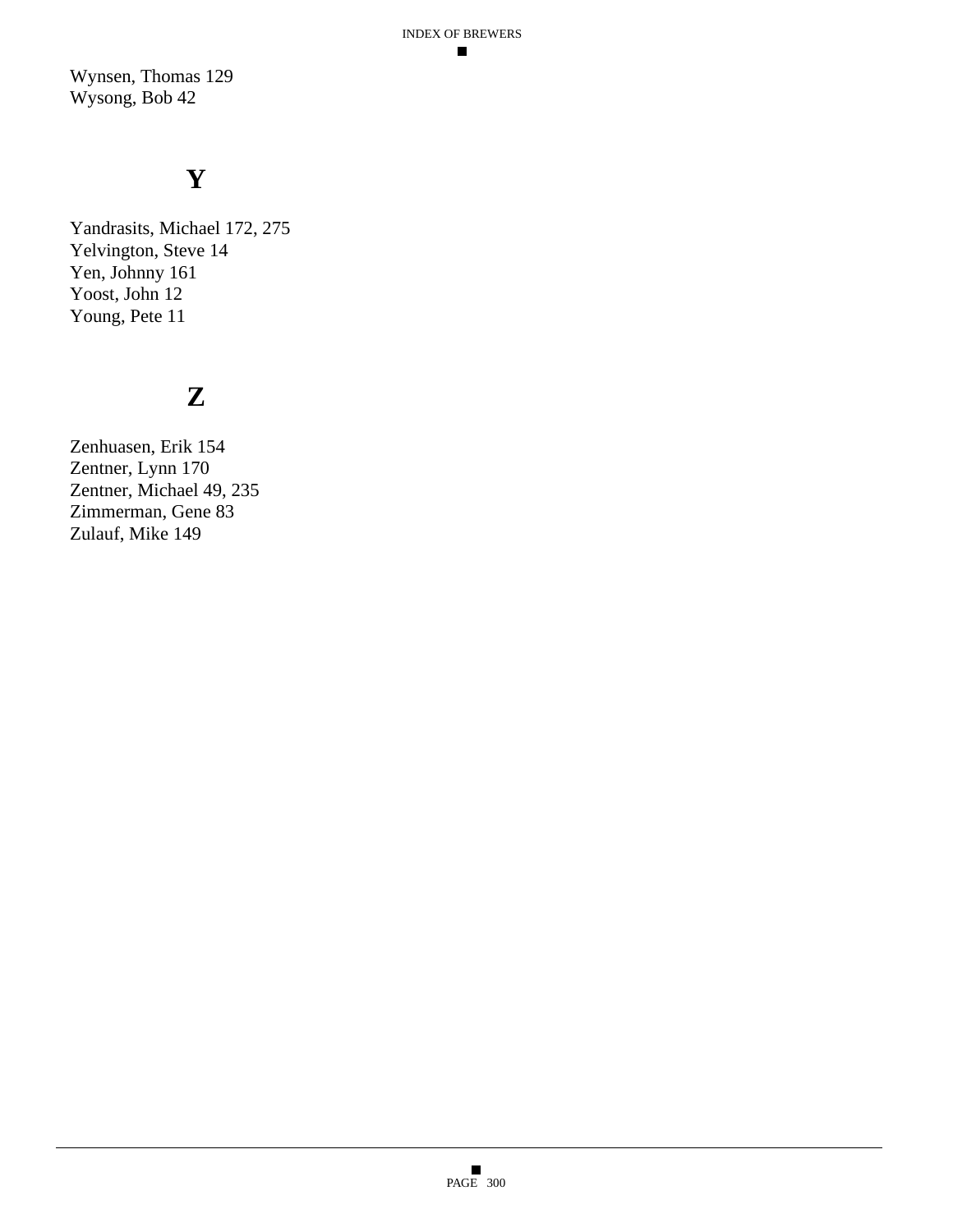Wynsen, Thomas 129
Wysong, Bob 42

## Y

Yandrasits, Michael 172, 275
Yelvington, Steve 14
Yen, Johnny 161
Yoost, John 12
Young, Pete 11

## Z

Zenhuasen, Erik 154
Zentner, Lynn 170
Zentner, Michael 49, 235
Zimmerman, Gene 83
Zulauf, Mike 149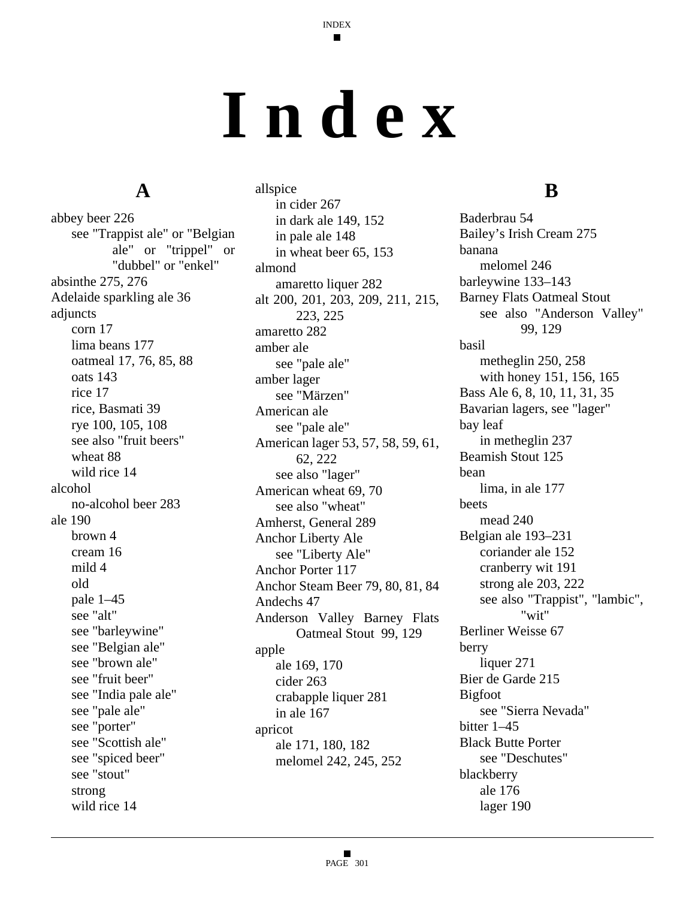# Index

## A

abbey beer 226
- see "Trappist ale" or "Belgian ale" or "trippel" or "dubbel" or "enkel"

absinthe 275, 276

Adelaide sparkling ale 36

adjuncts
- corn 17
- lima beans 177
- oatmeal 17, 76, 85, 88
- oats 143
- rice 17
- rice, Basmati 39
- rye 100, 105, 108
- see also "fruit beers"
- wheat 88
- wild rice 14

alcohol
- no-alcohol beer 283

ale 190
- brown 4
- cream 16
- mild 4
- old
- pale 1–45
- see "alt"
- see "barleywine"
- see "Belgian ale"
- see "brown ale"
- see "fruit beer"
- see "India pale ale"
- see "pale ale"
- see "porter"
- see "Scottish ale"
- see "spiced beer"
- see "stout"
- strong
- wild rice 14

allspice
- in cider 267
- in dark ale 149, 152
- in pale ale 148
- in wheat beer 65, 153

almond
- amaretto liquer 282

alt 200, 201, 203, 209, 211, 215, 223, 225

amaretto 282

amber ale
- see "pale ale"

amber lager
- see "Märzen"

American ale
- see "pale ale"

American lager 53, 57, 58, 59, 61, 62, 222
- see also "lager"

American wheat 69, 70
- see also "wheat"

Amherst, General 289

Anchor Liberty Ale
- see "Liberty Ale"

Anchor Porter 117

Anchor Steam Beer 79, 80, 81, 84

Andechs 47

Anderson Valley Barney Flats Oatmeal Stout 99, 129

apple
- ale 169, 170
- cider 263
- crabapple liquer 281
- in ale 167

apricot
- ale 171, 180, 182
- melomel 242, 245, 252

## B

Baderbrau 54

Bailey's Irish Cream 275

banana
- melomel 246

barleywine 133–143

Barney Flats Oatmeal Stout
- see also "Anderson Valley" 99, 129

basil
- metheglin 250, 258
- with honey 151, 156, 165

Bass Ale 6, 8, 10, 11, 31, 35

Bavarian lagers, see "lager"

bay leaf
- in metheglin 237

Beamish Stout 125

bean
- lima, in ale 177

beets
- mead 240

Belgian ale 193–231
- coriander ale 152
- cranberry wit 191
- strong ale 203, 222
- see also "Trappist", "lambic", "wit"

Berliner Weisse 67

berry
- liquer 271

Bier de Garde 215

Bigfoot
- see "Sierra Nevada"

bitter 1–45

Black Butte Porter
- see "Deschutes"

blackberry
- ale 176
- lager 190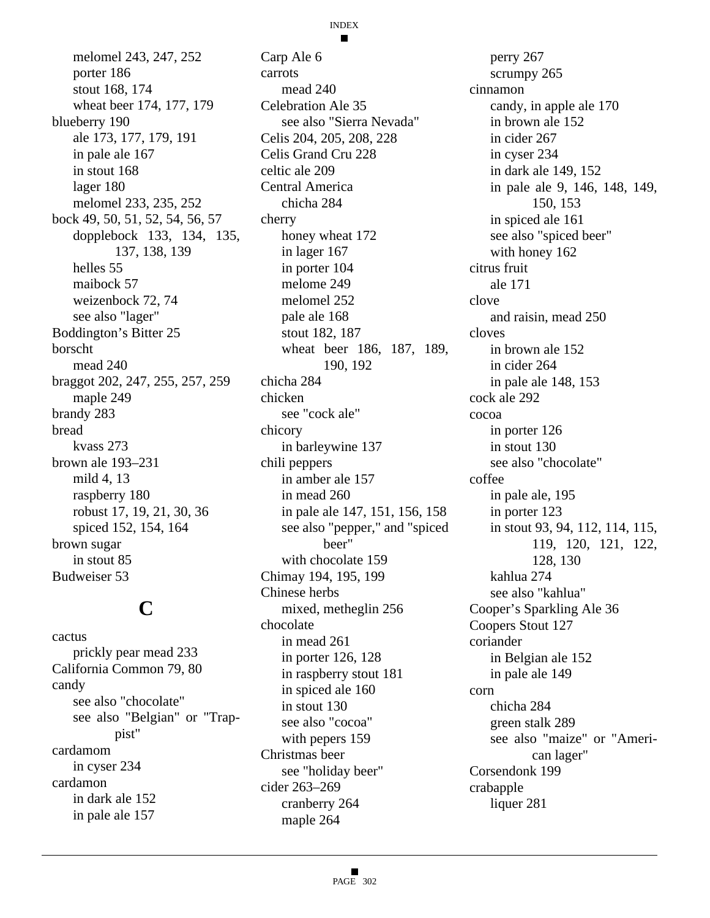melomel 243, 247, 252
porter 186
stout 168, 174
wheat beer 174, 177, 179

blueberry 190
ale 173, 177, 179, 191
in pale ale 167
in stout 168
lager 180
melomel 233, 235, 252

bock 49, 50, 51, 52, 54, 56, 57
dopplebock 133, 134, 135, 137, 138, 139
helles 55
maibock 57
weizenbock 72, 74
see also "lager"

Boddington’s Bitter 25

borscht
mead 240

braggot 202, 247, 255, 257, 259
maple 249

brandy 283

bread
kvass 273

brown ale 193–231
mild 4, 13
raspberry 180
robust 17, 19, 21, 30, 36
spiced 152, 154, 164

brown sugar
in stout 85

Budweiser 53

## C

cactus
prickly pear mead 233

California Common 79, 80

candy
see also "chocolate"
see also "Belgian" or "Trappist"

cardamom
in cyser 234

cardamon
in dark ale 152
in pale ale 157

Carp Ale 6

carrots
mead 240

Celebration Ale 35
see also "Sierra Nevada"

Celis 204, 205, 208, 228

Celis Grand Cru 228

celtic ale 209

Central America
chicha 284

cherry
honey wheat 172
in lager 167
in porter 104
melome 249
melomel 252
pale ale 168
stout 182, 187
wheat beer 186, 187, 189, 190, 192

chicha 284

chicken
see "cock ale"

chicory
in barleywine 137

chili peppers
in amber ale 157
in mead 260
in pale ale 147, 151, 156, 158
see also "pepper," and "spiced beer"
with chocolate 159

Chimay 194, 195, 199

Chinese herbs
mixed, metheglin 256

chocolate
in mead 261
in porter 126, 128
in raspberry stout 181
in spiced ale 160
in stout 130
see also "cocoa"
with pepers 159

Christmas beer
see "holiday beer"

cider 263–269
cranberry 264
maple 264
perry 267
scrumpy 265

cinnamon
candy, in apple ale 170
in brown ale 152
in cider 267
in cyser 234
in dark ale 149, 152
in pale ale 9, 146, 148, 149, 150, 153
in spiced ale 161
see also "spiced beer"
with honey 162

citrus fruit
ale 171

clove
and raisin, mead 250

cloves
in brown ale 152
in cider 264
in pale ale 148, 153

cock ale 292

cocoa
in porter 126
in stout 130
see also "chocolate"

coffee
in pale ale, 195
in porter 123
in stout 93, 94, 112, 114, 115, 119, 120, 121, 122, 128, 130
kahlua 274
see also "kahlua"

Cooper’s Sparkling Ale 36

Coopers Stout 127

coriander
in Belgian ale 152
in pale ale 149

corn
chicha 284
green stalk 289
see also "maize" or "American lager"

Corsendonk 199

crabapple
liquer 281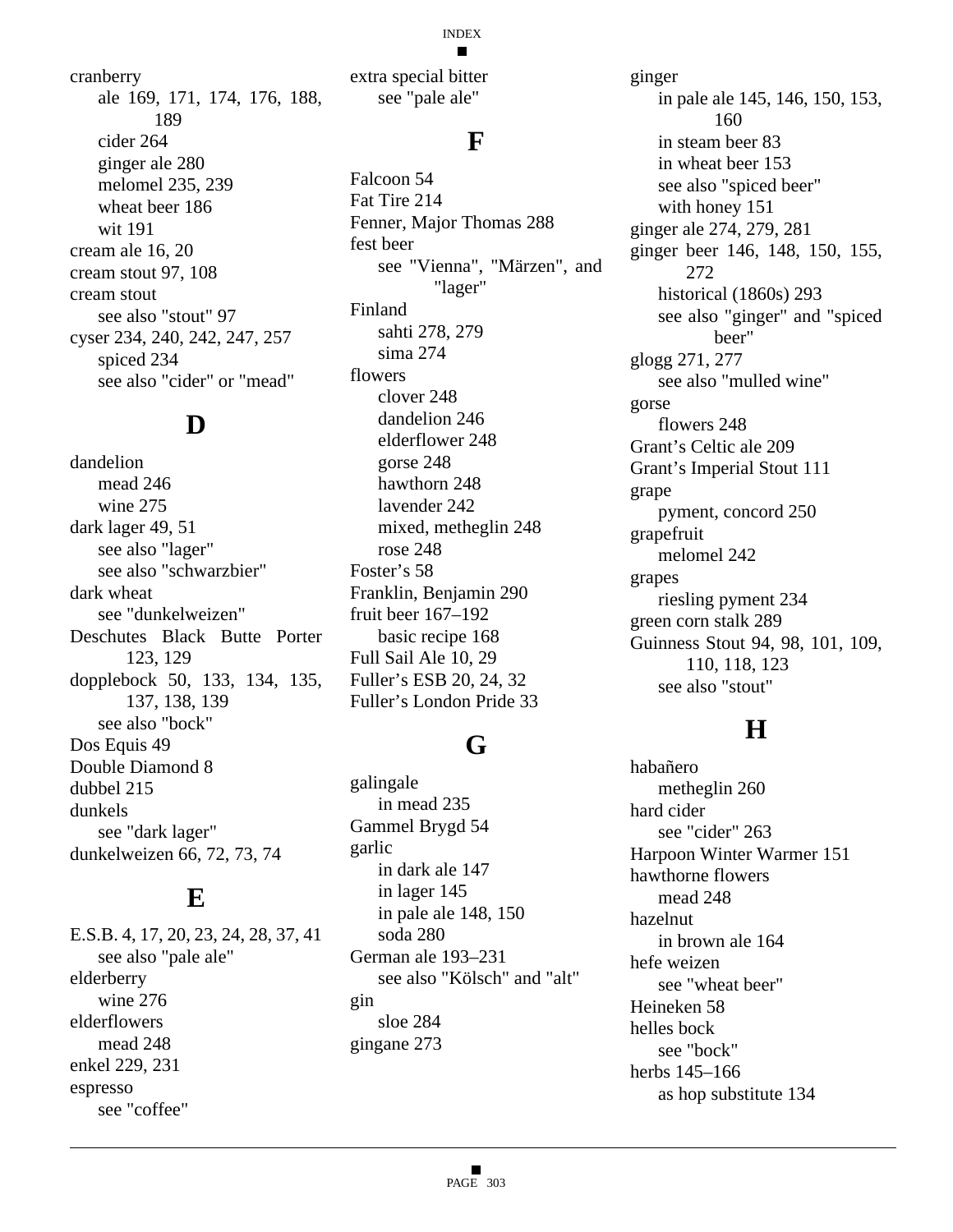cranberry
- ale 169, 171, 174, 176, 188, 189
- cider 264
- ginger ale 280
- melomel 235, 239
- wheat beer 186
- wit 191

cream ale 16, 20

cream stout 97, 108

cream stout
- see also "stout" 97

cyser 234, 240, 242, 247, 257
- spiced 234
- see also "cider" or "mead"

## D

dandelion
- mead 246
- wine 275

dark lager 49, 51
- see also "lager"
- see also "schwarzbier"

dark wheat
- see "dunkelweizen"

Deschutes Black Butte Porter 123, 129

dopplebock 50, 133, 134, 135, 137, 138, 139
- see also "bock"

Dos Equis 49

Double Diamond 8

dubbel 215

dunkels
- see "dark lager"

dunkelweizen 66, 72, 73, 74

## E

E.S.B. 4, 17, 20, 23, 24, 28, 37, 41
- see also "pale ale"

elderberry
- wine 276

elderflowers
- mead 248

enkel 229, 231

espresso
- see "coffee"

extra special bitter
- see "pale ale"

## F

Falcoon 54

Fat Tire 214

Fenner, Major Thomas 288

fest beer
- see "Vienna", "Märzen", and "lager"

Finland
- sahti 278, 279
- sima 274

flowers
- clover 248
- dandelion 246
- elderflower 248
- gorse 248
- hawthorn 248
- lavender 242
- mixed, metheglin 248
- rose 248

Foster’s 58

Franklin, Benjamin 290

fruit beer 167–192
- basic recipe 168

Full Sail Ale 10, 29

Fuller’s ESB 20, 24, 32

Fuller’s London Pride 33

## G

galingale
- in mead 235

Gammel Brygd 54

garlic
- in dark ale 147
- in lager 145
- in pale ale 148, 150
- soda 280

German ale 193–231
- see also "Kölsch" and "alt"

gin
- sloe 284

gingane 273

ginger
- in pale ale 145, 146, 150, 153, 160
- in steam beer 83
- in wheat beer 153
- see also "spiced beer"
- with honey 151

ginger ale 274, 279, 281

ginger beer 146, 148, 150, 155, 272
- historical (1860s) 293
- see also "ginger" and "spiced beer"

glogg 271, 277
- see also "mulled wine"

gorse
- flowers 248

Grant’s Celtic ale 209

Grant’s Imperial Stout 111

grape
- pyment, concord 250

grapefruit
- melomel 242

grapes
- riesling pyment 234

green corn stalk 289

Guinness Stout 94, 98, 101, 109, 110, 118, 123
- see also "stout"

## H

habañero
- metheglin 260

hard cider
- see "cider" 263

Harpoon Winter Warmer 151

hawthorne flowers
- mead 248

hazelnut
- in brown ale 164

hefe weizen
- see "wheat beer"

Heineken 58

helles bock
- see "bock"

herbs 145–166
- as hop substitute 134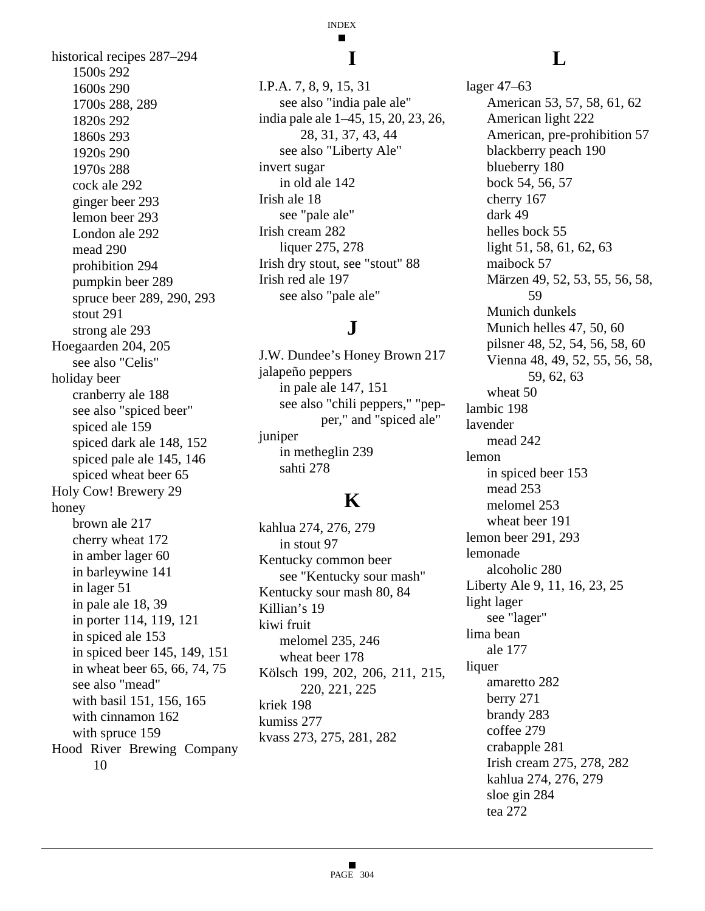historical recipes 287–294
- 1500s 292
- 1600s 290
- 1700s 288, 289
- 1820s 292
- 1860s 293
- 1920s 290
- 1970s 288
- cock ale 292
- ginger beer 293
- lemon beer 293
- London ale 292
- mead 290
- prohibition 294
- pumpkin beer 289
- spruce beer 289, 290, 293
- stout 291
- strong ale 293

Hoegaarden 204, 205
- see also "Celis"

holiday beer
- cranberry ale 188
- see also "spiced beer"
- spiced ale 159
- spiced dark ale 148, 152
- spiced pale ale 145, 146
- spiced wheat beer 65

Holy Cow! Brewery 29

honey
- brown ale 217
- cherry wheat 172
- in amber lager 60
- in barleywine 141
- in lager 51
- in pale ale 18, 39
- in porter 114, 119, 121
- in spiced ale 153
- in spiced beer 145, 149, 151
- in wheat beer 65, 66, 74, 75
- see also "mead"
- with basil 151, 156, 165
- with cinnamon 162
- with spruce 159

Hood River Brewing Company 10

## I

I.P.A. 7, 8, 9, 15, 31
- see also "india pale ale"

india pale ale 1–45, 15, 20, 23, 26, 28, 31, 37, 43, 44
- see also "Liberty Ale"

invert sugar
- in old ale 142

Irish ale 18
- see "pale ale"

Irish cream 282
- liquer 275, 278

Irish dry stout, see "stout" 88

Irish red ale 197
- see also "pale ale"

## J

J.W. Dundee’s Honey Brown 217

jalapeño peppers
- in pale ale 147, 151
- see also "chili peppers," "pepper," and "spiced ale"

juniper
- in metheglin 239
- sahti 278

## K

kahlua 274, 276, 279
- in stout 97

Kentucky common beer
- see "Kentucky sour mash"

Kentucky sour mash 80, 84

Killian’s 19

kiwi fruit
- melomel 235, 246
- wheat beer 178

Kölsch 199, 202, 206, 211, 215, 220, 221, 225

kriek 198

kumiss 277

kvass 273, 275, 281, 282

## L

lager 47–63
- American 53, 57, 58, 61, 62
- American light 222
- American, pre-prohibition 57
- blackberry peach 190
- blueberry 180
- bock 54, 56, 57
- cherry 167
- dark 49
- helles bock 55
- light 51, 58, 61, 62, 63
- maibock 57
- Märzen 49, 52, 53, 55, 56, 58, 59
- Munich dunkels
- Munich helles 47, 50, 60
- pilsner 48, 52, 54, 56, 58, 60
- Vienna 48, 49, 52, 55, 56, 58, 59, 62, 63
- wheat 50

lambic 198

lavender
- mead 242

lemon
- in spiced beer 153
- mead 253
- melomel 253
- wheat beer 191

lemon beer 291, 293

lemonade
- alcoholic 280

Liberty Ale 9, 11, 16, 23, 25

light lager
- see "lager"

lima bean
- ale 177

liquer
- amaretto 282
- berry 271
- brandy 283
- coffee 279
- crabapple 281
- Irish cream 275, 278, 282
- kahlua 274, 276, 279
- sloe gin 284
- tea 272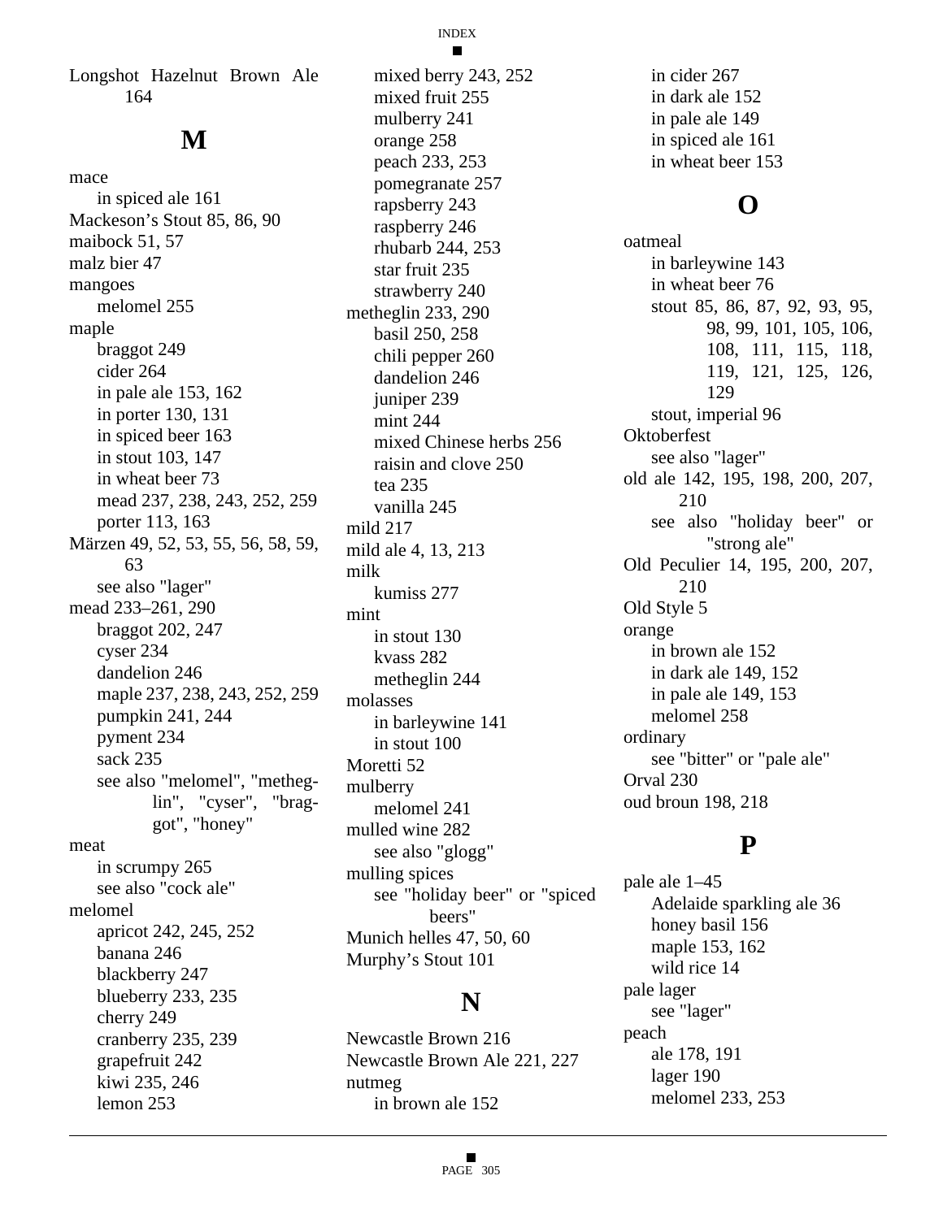Longshot Hazelnut Brown Ale 164

## M

mace
- in spiced ale 161

Mackeson's Stout 85, 86, 90
maibock 51, 57
malz bier 47
mangoes
- melomel 255

maple
- braggot 249
- cider 264
- in pale ale 153, 162
- in porter 130, 131
- in spiced beer 163
- in stout 103, 147
- in wheat beer 73
- mead 237, 238, 243, 252, 259
- porter 113, 163

Märzen 49, 52, 53, 55, 56, 58, 59, 63
- see also "lager"

mead 233–261, 290
- braggot 202, 247
- cyser 234
- dandelion 246
- maple 237, 238, 243, 252, 259
- pumpkin 241, 244
- pyment 234
- sack 235
- see also "melomel", "metheglin", "cyser", "braggot", "honey"

meat
- in scrumpy 265
- see also "cock ale"

melomel
- apricot 242, 245, 252
- banana 246
- blackberry 247
- blueberry 233, 235
- cherry 249
- cranberry 235, 239
- grapefruit 242
- kiwi 235, 246
- lemon 253
- mixed berry 243, 252
- mixed fruit 255
- mulberry 241
- orange 258
- peach 233, 253
- pomegranate 257
- rapsberry 243
- raspberry 246
- rhubarb 244, 253
- star fruit 235
- strawberry 240

metheglin 233, 290
- basil 250, 258
- chili pepper 260
- dandelion 246
- juniper 239
- mint 244
- mixed Chinese herbs 256
- raisin and clove 250
- tea 235
- vanilla 245

mild 217
mild ale 4, 13, 213
milk
- kumiss 277

mint
- in stout 130
- kvass 282
- metheglin 244

molasses
- in barleywine 141
- in stout 100

Moretti 52
mulberry
- melomel 241

mulled wine 282
- see also "glogg"

mulling spices
- see "holiday beer" or "spiced beers"

Munich helles 47, 50, 60
Murphy's Stout 101

## N

Newcastle Brown 216
Newcastle Brown Ale 221, 227
nutmeg
- in brown ale 152
- in cider 267
- in dark ale 152
- in pale ale 149
- in spiced ale 161
- in wheat beer 153

## O

oatmeal
- in barleywine 143
- in wheat beer 76
- stout 85, 86, 87, 92, 93, 95, 98, 99, 101, 105, 106, 108, 111, 115, 118, 119, 121, 125, 126, 129
- stout, imperial 96

Oktoberfest
- see also "lager"

old ale 142, 195, 198, 200, 207, 210
- see also "holiday beer" or "strong ale"

Old Peculier 14, 195, 200, 207, 210
Old Style 5
orange
- in brown ale 152
- in dark ale 149, 152
- in pale ale 149, 153
- melomel 258

ordinary
- see "bitter" or "pale ale"

Orval 230
oud broun 198, 218

## P

pale ale 1–45
- Adelaide sparkling ale 36
- honey basil 156
- maple 153, 162
- wild rice 14

pale lager
- see "lager"

peach
- ale 178, 191
- lager 190
- melomel 233, 253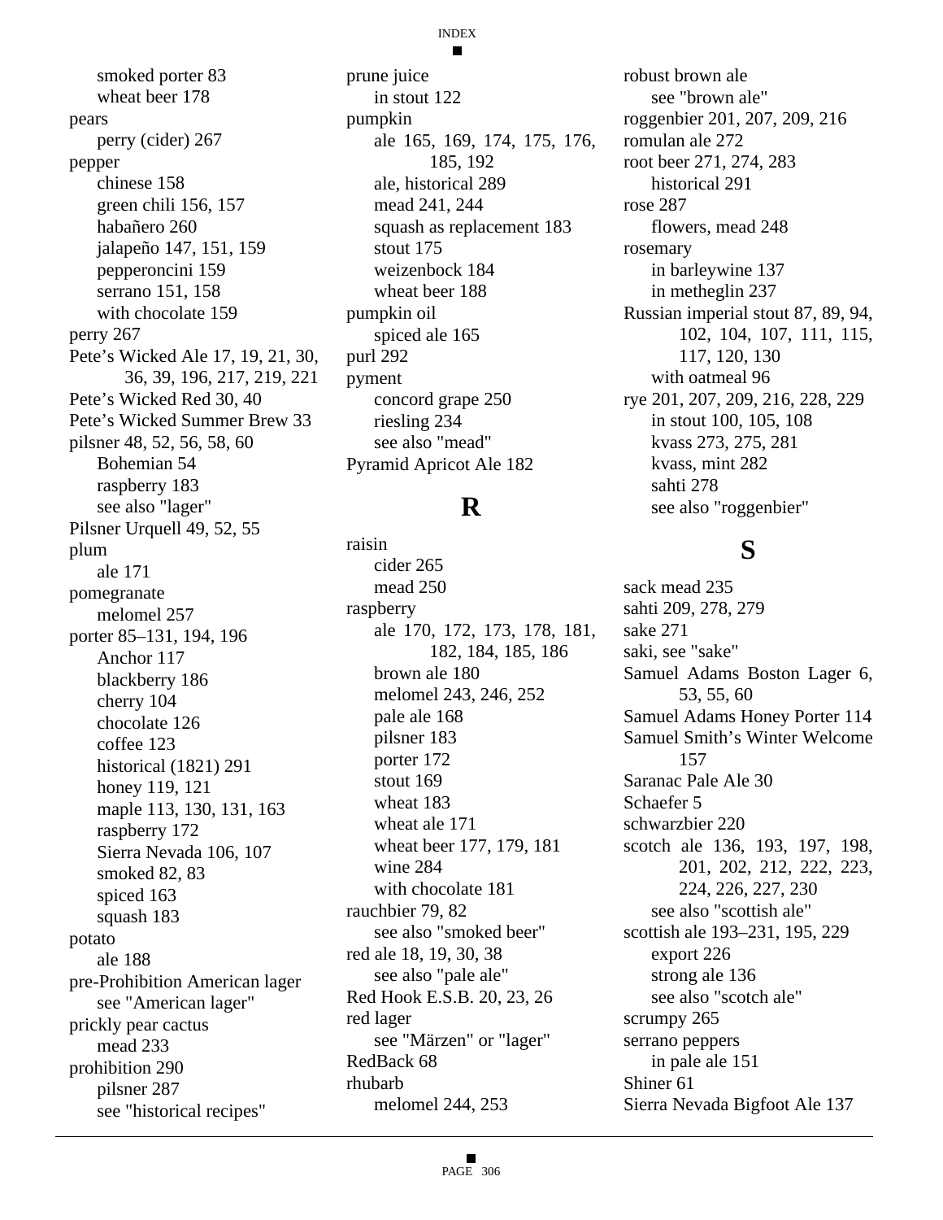smoked porter 83
wheat beer 178

pears
perry (cider) 267

pepper
chinese 158
green chili 156, 157
habañero 260
jalapeño 147, 151, 159
pepperoncini 159
serrano 151, 158
with chocolate 159

perry 267

Pete’s Wicked Ale 17, 19, 21, 30, 36, 39, 196, 217, 219, 221

Pete’s Wicked Red 30, 40

Pete’s Wicked Summer Brew 33

pilsner 48, 52, 56, 58, 60
Bohemian 54
raspberry 183
see also "lager"

Pilsner Urquell 49, 52, 55

plum
ale 171

pomegranate
melomel 257

porter 85–131, 194, 196
Anchor 117
blackberry 186
cherry 104
chocolate 126
coffee 123
historical (1821) 291
honey 119, 121
maple 113, 130, 131, 163
raspberry 172
Sierra Nevada 106, 107
smoked 82, 83
spiced 163
squash 183

potato
ale 188

pre-Prohibition American lager
see "American lager"

prickly pear cactus
mead 233

prohibition 290
pilsner 287
see "historical recipes"

prune juice
in stout 122

pumpkin
ale 165, 169, 174, 175, 176, 185, 192
ale, historical 289
mead 241, 244
squash as replacement 183
stout 175
weizenbock 184
wheat beer 188

pumpkin oil
spiced ale 165

purl 292

pyment
concord grape 250
riesling 234
see also "mead"

Pyramid Apricot Ale 182

## R

raisin
cider 265
mead 250

raspberry
ale 170, 172, 173, 178, 181, 182, 184, 185, 186
brown ale 180
melomel 243, 246, 252
pale ale 168
pilsner 183
porter 172
stout 169
wheat 183
wheat ale 171
wheat beer 177, 179, 181
wine 284
with chocolate 181

rauchbier 79, 82
see also "smoked beer"

red ale 18, 19, 30, 38
see also "pale ale"

Red Hook E.S.B. 20, 23, 26

red lager
see "Märzen" or "lager"

RedBack 68

rhubarb
melomel 244, 253

robust brown ale
see "brown ale"

roggenbier 201, 207, 209, 216

romulan ale 272

root beer 271, 274, 283
historical 291

rose 287
flowers, mead 248

rosemary
in barleywine 137
in metheglin 237

Russian imperial stout 87, 89, 94, 102, 104, 107, 111, 115, 117, 120, 130
with oatmeal 96

rye 201, 207, 209, 216, 228, 229
in stout 100, 105, 108
kvass 273, 275, 281
kvass, mint 282
sahti 278
see also "roggenbier"

## S

sack mead 235

sahti 209, 278, 279

sake 271

saki, see "sake"

Samuel Adams Boston Lager 6, 53, 55, 60

Samuel Adams Honey Porter 114

Samuel Smith’s Winter Welcome 157

Saranac Pale Ale 30

Schaefer 5

schwarzbier 220

scotch ale 136, 193, 197, 198, 201, 202, 212, 222, 223, 224, 226, 227, 230
see also "scottish ale"

scottish ale 193–231, 195, 229
export 226
strong ale 136
see also "scotch ale"

scrumpy 265

serrano peppers
in pale ale 151

Shiner 61

Sierra Nevada Bigfoot Ale 137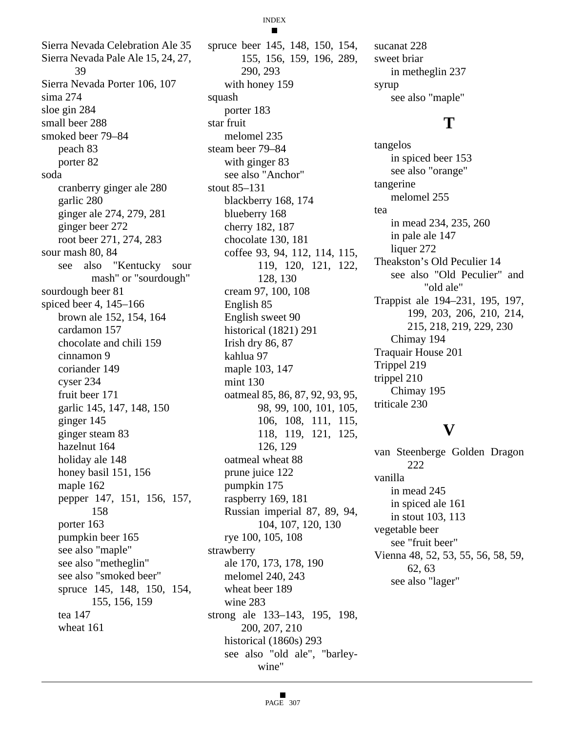Sierra Nevada Celebration Ale 35
Sierra Nevada Pale Ale 15, 24, 27, 39
Sierra Nevada Porter 106, 107
sima 274
sloe gin 284
small beer 288
smoked beer 79–84
- peach 83
- porter 82

soda
- cranberry ginger ale 280
- garlic 280
- ginger ale 274, 279, 281
- ginger beer 272
- root beer 271, 274, 283

sour mash 80, 84
- see also "Kentucky sour mash" or "sourdough"

sourdough beer 81
spiced beer 4, 145–166
- brown ale 152, 154, 164
- cardamon 157
- chocolate and chili 159
- cinnamon 9
- coriander 149
- cyser 234
- fruit beer 171
- garlic 145, 147, 148, 150
- ginger 145
- ginger steam 83
- hazelnut 164
- holiday ale 148
- honey basil 151, 156
- maple 162
- pepper 147, 151, 156, 157, 158
- porter 163
- pumpkin beer 165
- see also "maple"
- see also "metheglin"
- see also "smoked beer"
- spruce 145, 148, 150, 154, 155, 156, 159
- tea 147
- wheat 161

spruce beer 145, 148, 150, 154, 155, 156, 159, 196, 289, 290, 293
- with honey 159

squash
- porter 183

star fruit
- melomel 235

steam beer 79–84
- with ginger 83
- see also "Anchor"

stout 85–131
- blackberry 168, 174
- blueberry 168
- cherry 182, 187
- chocolate 130, 181
- coffee 93, 94, 112, 114, 115, 119, 120, 121, 122, 128, 130
- cream 97, 100, 108
- English 85
- English sweet 90
- historical (1821) 291
- Irish dry 86, 87
- kahlua 97
- maple 103, 147
- mint 130
- oatmeal 85, 86, 87, 92, 93, 95, 98, 99, 100, 101, 105, 106, 108, 111, 115, 118, 119, 121, 125, 126, 129
- oatmeal wheat 88
- prune juice 122
- pumpkin 175
- raspberry 169, 181
- Russian imperial 87, 89, 94, 104, 107, 120, 130
- rye 100, 105, 108

strawberry
- ale 170, 173, 178, 190
- melomel 240, 243
- wheat beer 189
- wine 283

strong ale 133–143, 195, 198, 200, 207, 210
- historical (1860s) 293
- see also "old ale", "barley-wine"

sucanat 228
sweet briar
- in metheglin 237

syrup
- see also "maple"

## T

tangelos
- in spiced beer 153
- see also "orange"

tangerine
- melomel 255

tea
- in mead 234, 235, 260
- in pale ale 147
- liquer 272

Theakston’s Old Peculier 14
- see also "Old Peculier" and "old ale"

Trappist ale 194–231, 195, 197, 199, 203, 206, 210, 214, 215, 218, 219, 229, 230
- Chimay 194

Traquair House 201
Trippel 219
trippel 210
- Chimay 195

triticale 230

## V

van Steenberge Golden Dragon 222
vanilla
- in mead 245
- in spiced ale 161
- in stout 103, 113

vegetable beer
- see "fruit beer"

Vienna 48, 52, 53, 55, 56, 58, 59, 62, 63
- see also "lager"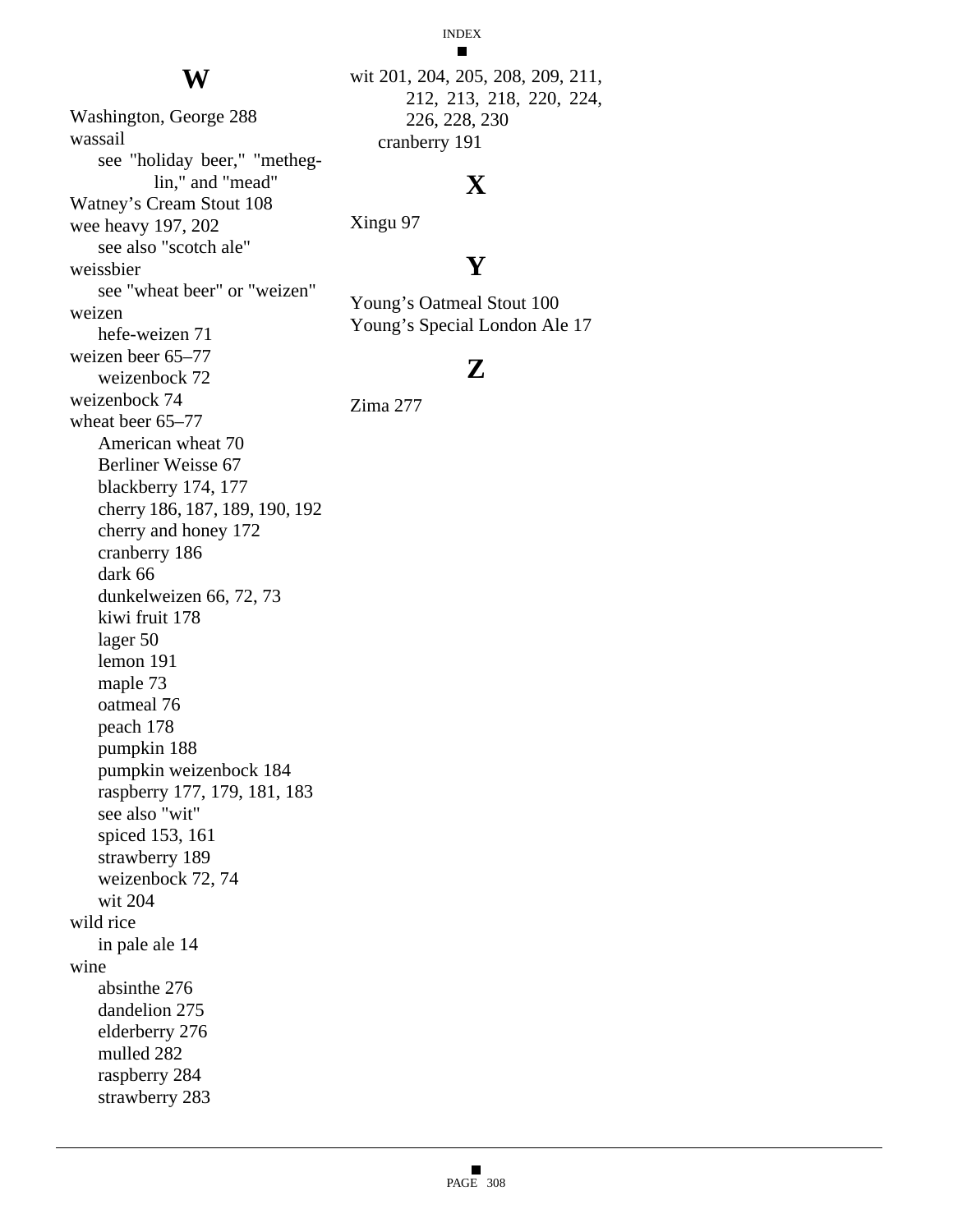## W

Washington, George 288
wassail
- see "holiday beer," "metheglin," and "mead"

Watney's Cream Stout 108
wee heavy 197, 202
- see also "scotch ale"

weissbier
- see "wheat beer" or "weizen"

weizen
- hefe-weizen 71

weizen beer 65–77
- weizenbock 72

weizenbock 74
wheat beer 65–77
- American wheat 70
- Berliner Weisse 67
- blackberry 174, 177
- cherry 186, 187, 189, 190, 192
- cherry and honey 172
- cranberry 186
- dark 66
- dunkelweizen 66, 72, 73
- kiwi fruit 178
- lager 50
- lemon 191
- maple 73
- oatmeal 76
- peach 178
- pumpkin 188
- pumpkin weizenbock 184
- raspberry 177, 179, 181, 183
- see also "wit"
- spiced 153, 161
- strawberry 189
- weizenbock 72, 74
- wit 204

wild rice
- in pale ale 14

wine
- absinthe 276
- dandelion 275
- elderberry 276
- mulled 282
- raspberry 284
- strawberry 283

wit 201, 204, 205, 208, 209, 211, 212, 213, 218, 220, 224, 226, 228, 230
- cranberry 191

## X

Xingu 97

## Y

Young's Oatmeal Stout 100
Young's Special London Ale 17

## Z

Zima 277